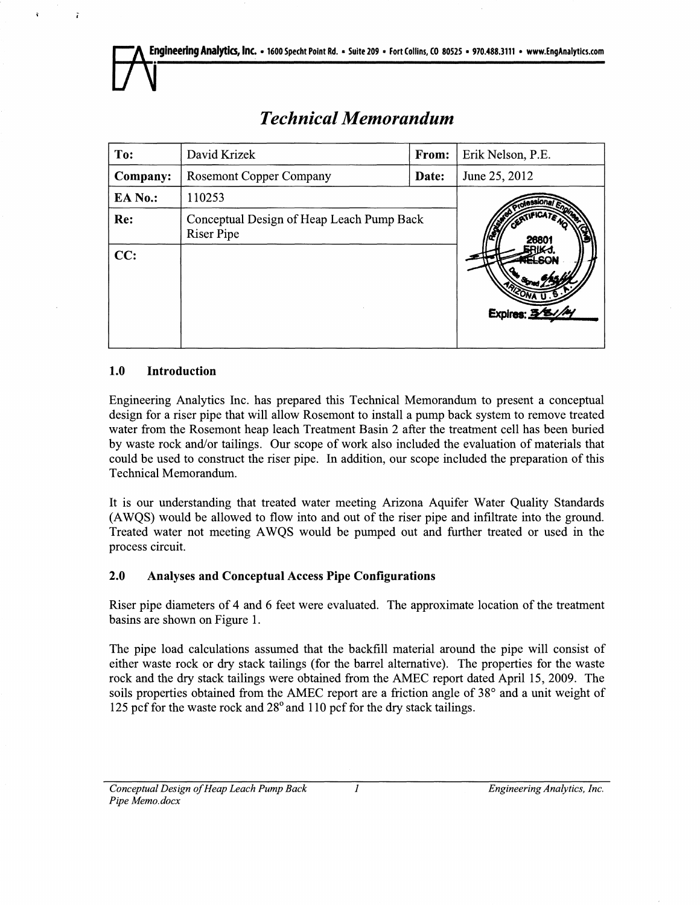Engineering Analytics, Inc. • 1600 Specht Point Rd. • Suite 209 • Fort Collins, CO 80525 • 970.488.3111 • www.EngAnalytics.com

# *Technical Memorandum*

| To: | David Krizek | From: | Erik Nelson, P.E. |
|---|---|---|---|
| Company: | Rosemont Copper Company | Date: | June 25, 2012 |
| EA No.: | 110253 | | Registered Professional Engineer (Civil) Certificate No. 26801 Erik J. Nelson, Arizona U.S.A. Expires: 3/31/14 |
| Re: | Conceptual Design of Heap Leach Pump Back Riser Pipe | | |
| CC: | | | |

## 1.0 Introduction

Engineering Analytics Inc. has prepared this Technical Memorandum to present a conceptual design for a riser pipe that will allow Rosemont to install a pump back system to remove treated water from the Rosemont heap leach Treatment Basin 2 after the treatment cell has been buried by waste rock and/or tailings. Our scope of work also included the evaluation of materials that could be used to construct the riser pipe. In addition, our scope included the preparation of this Technical Memorandum.

It is our understanding that treated water meeting Arizona Aquifer Water Quality Standards (AWQS) would be allowed to flow into and out of the riser pipe and infiltrate into the ground. Treated water not meeting AWQS would be pumped out and further treated or used in the process circuit.

## 2.0 Analyses and Conceptual Access Pipe Configurations

Riser pipe diameters of 4 and 6 feet were evaluated. The approximate location of the treatment basins are shown on Figure 1.

The pipe load calculations assumed that the backfill material around the pipe will consist of either waste rock or dry stack tailings (for the barrel alternative). The properties for the waste rock and the dry stack tailings were obtained from the AMEC report dated April 15, 2009. The soils properties obtained from the AMEC report are a friction angle of 38° and a unit weight of 125 pcf for the waste rock and 28° and 110 pcf for the dry stack tailings.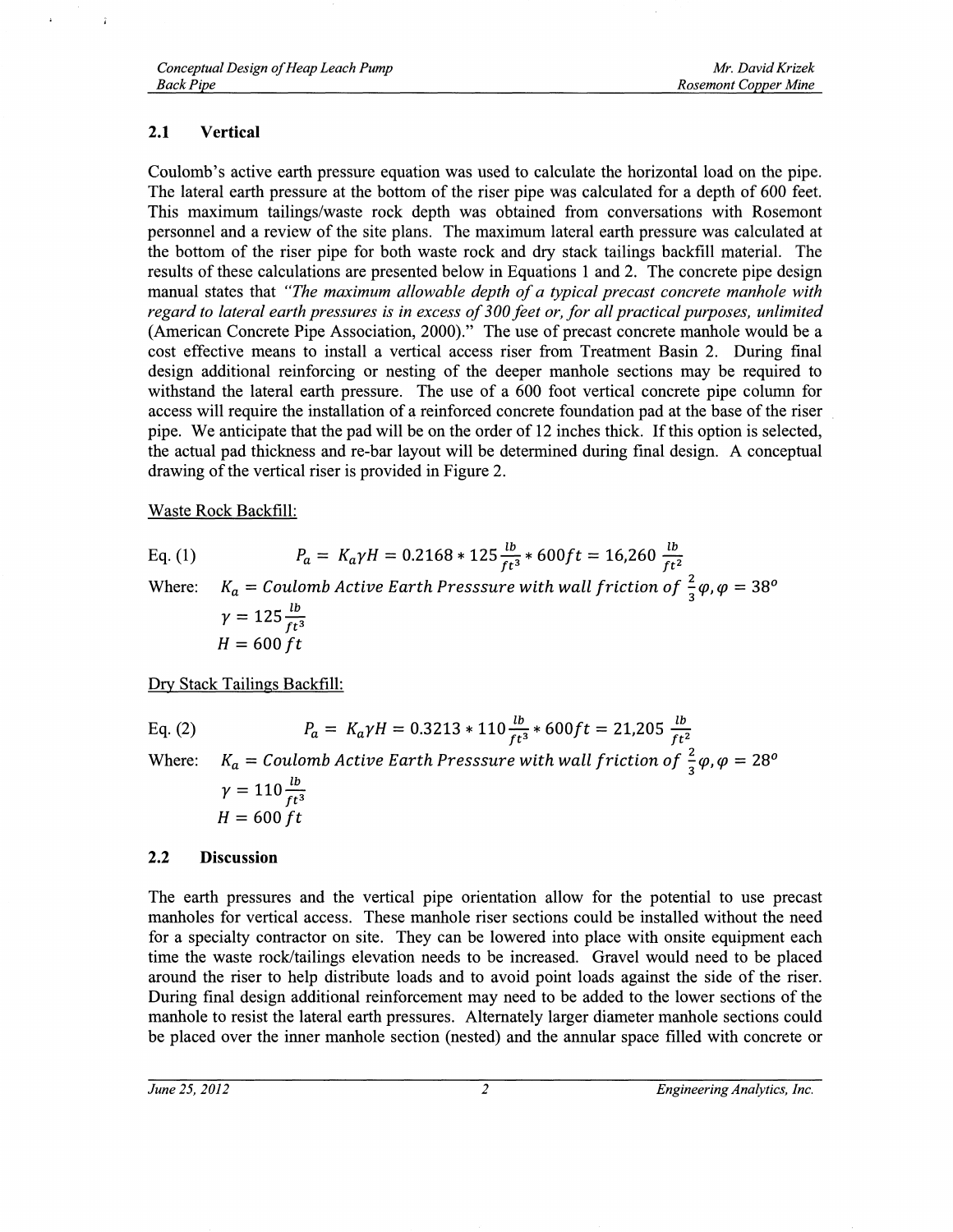## 2.1 Vertical

Coulomb's active earth pressure equation was used to calculate the horizontal load on the pipe. The lateral earth pressure at the bottom of the riser pipe was calculated for a depth of 600 feet. This maximum tailings/waste rock depth was obtained from conversations with Rosemont personnel and a review of the site plans. The maximum lateral earth pressure was calculated at the bottom of the riser pipe for both waste rock and dry stack tailings backfill material. The results of these calculations are presented below in Equations 1 and 2. The concrete pipe design manual states that *"The maximum allowable depth of a typical precast concrete manhole with regard to lateral earth pressures is in excess of 300 feet or, for all practical purposes, unlimited* (American Concrete Pipe Association, 2000)." The use of precast concrete manhole would be a cost effective means to install a vertical access riser from Treatment Basin 2. During final design additional reinforcing or nesting of the deeper manhole sections may be required to withstand the lateral earth pressure. The use of a 600 foot vertical concrete pipe column for access will require the installation of a reinforced concrete foundation pad at the base of the riser pipe. We anticipate that the pad will be on the order of 12 inches thick. If this option is selected, the actual pad thickness and re-bar layout will be determined during final design. A conceptual drawing of the vertical riser is provided in Figure 2.

Waste Rock Backfill:

Eq. (1)

$$P_a = K_a \gamma H = 0.2168 * 125 \frac{lb}{ft^3} * 600ft = 16{,}260 \frac{lb}{ft^2}$$

Where: $K_a = Coulomb\ Active\ Earth\ Presssure\ with\ wall\ friction\ of\ \frac{2}{3}\varphi, \varphi = 38^o$

$\gamma = 125 \frac{lb}{ft^3}$

$H = 600\,ft$

Dry Stack Tailings Backfill:

Eq. (2)

$$P_a = K_a \gamma H = 0.3213 * 110 \frac{lb}{ft^3} * 600ft = 21{,}205 \frac{lb}{ft^2}$$

Where: $K_a = Coulomb\ Active\ Earth\ Presssure\ with\ wall\ friction\ of\ \frac{2}{3}\varphi, \varphi = 28^o$

$\gamma = 110 \frac{lb}{ft^3}$

$H = 600\,ft$

## 2.2 Discussion

The earth pressures and the vertical pipe orientation allow for the potential to use precast manholes for vertical access. These manhole riser sections could be installed without the need for a specialty contractor on site. They can be lowered into place with onsite equipment each time the waste rock/tailings elevation needs to be increased. Gravel would need to be placed around the riser to help distribute loads and to avoid point loads against the side of the riser. During final design additional reinforcement may need to be added to the lower sections of the manhole to resist the lateral earth pressures. Alternately larger diameter manhole sections could be placed over the inner manhole section (nested) and the annular space filled with concrete or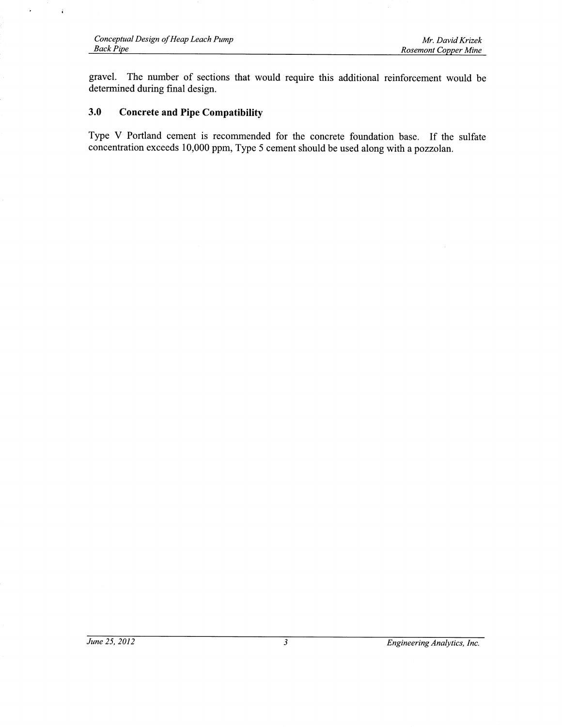gravel. The number of sections that would require this additional reinforcement would be determined during final design.

## 3.0 Concrete and Pipe Compatibility

Type V Portland cement is recommended for the concrete foundation base. If the sulfate concentration exceeds 10,000 ppm, Type 5 cement should be used along with a pozzolan.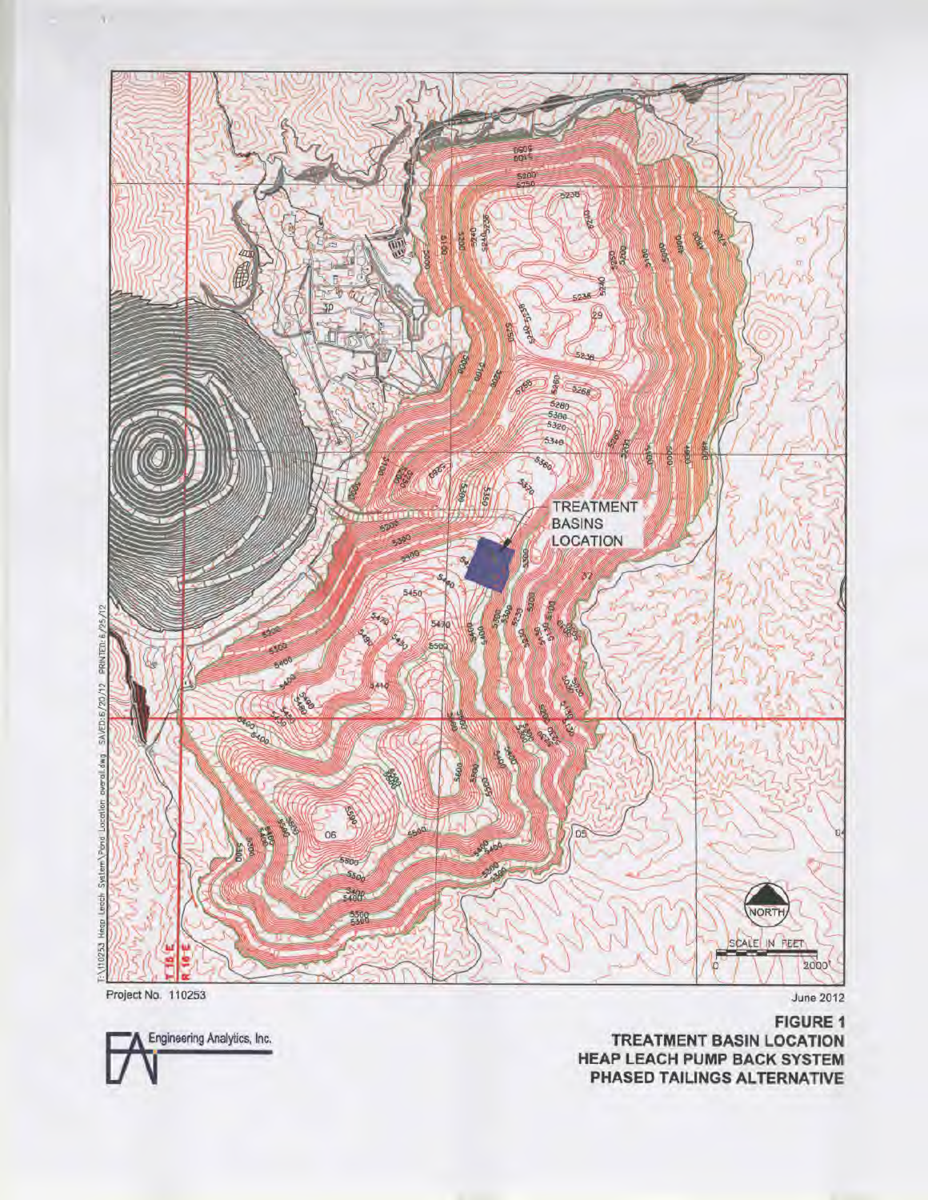TREATMENT BASINS LOCATION

NORTH

SCALE IN FEET

0 2000'

T:\110253 Heap Leach System\Pond Location overall.dwg SAVED:6/20/12 PRINTED:6/25/12

Project No. 110253

June 2012

Engineering Analytics, Inc.

**FIGURE 1**
**TREATMENT BASIN LOCATION**
**HEAP LEACH PUMP BACK SYSTEM**
**PHASED TAILINGS ALTERNATIVE**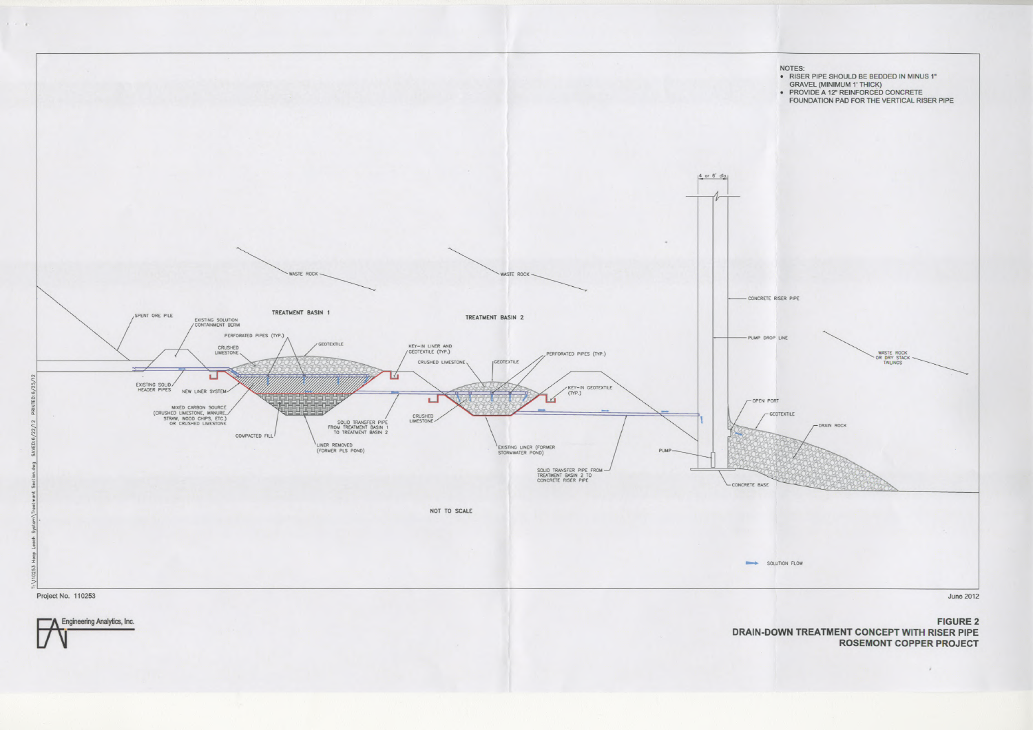NOTES:

- RISER PIPE SHOULD BE BEDDED IN MINUS 1" GRAVEL (MINIMUM 1' THICK)
- PROVIDE A 12" REINFORCED CONCRETE FOUNDATION PAD FOR THE VERTICAL RISER PIPE

WASTE ROCK

WASTE ROCK

SPENT ORE PILE

EXISTING SOLUTION CONTAINMENT BERM

TREATMENT BASIN 1

TREATMENT BASIN 2

PERFORATED PIPES (TYP.)

CRUSHED LIMESTONE

GEOTEXTILE

KEY-IN LINER AND GEOTEXTILE (TYP.)

CRUSHED LIMESTONE

GEOTEXTILE

PERFORATED PIPES (TYP.)

EXISTING SOLID HEADER PIPES

NEW LINER SYSTEM

MIXED CARBON SOURCE (CRUSHED LIMESTONE, MANURE, STRAW, WOOD CHIPS, ETC.) OR CRUSHED LIMESTONE

COMPACTED FILL

SOLID TRANSFER PIPE FROM TREATMENT BASIN 1 TO TREATMENT BASIN 2

LINER REMOVED (FORMER PLS POND)

CRUSHED LIMESTONE

KEY-IN GEOTEXTILE (TYP.)

EXISTING LINER (FORMER STORMWATER POND)

SOLID TRANSFER PIPE FROM TREATMENT BASIN 2 TO CONCRETE RISER PIPE

4' or 6' dia.

CONCRETE RISER PIPE

PUMP DROP LINE

WASTE ROCK OR DRY STACK TAILINGS

OPEN PORT

GEOTEXTILE

DRAIN ROCK

PUMP

CONCRETE BASE

NOT TO SCALE

SOLUTION FLOW

T:\110253 Heap Leach System\Treatment Section.dwg SAVED:6/22/12 PRINTED:6/25/12

Project No. 110253

June 2012

Engineering Analytics, Inc.

**FIGURE 2**
**DRAIN-DOWN TREATMENT CONCEPT WITH RISER PIPE**
**ROSEMONT COPPER PROJECT**